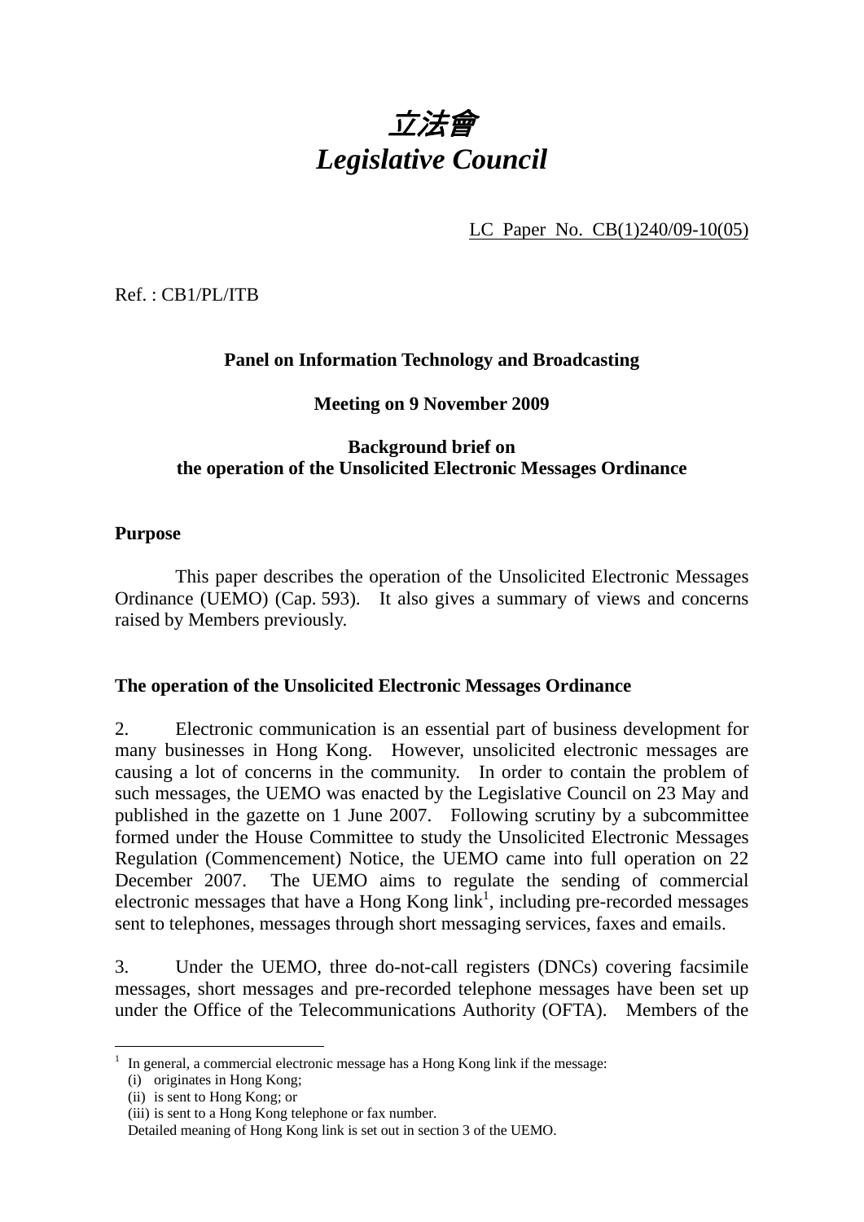# *立法會*
# *Legislative Council*

LC Paper No. CB(1)240/09-10(05)

Ref. : CB1/PL/ITB

**Panel on Information Technology and Broadcasting**

**Meeting on 9 November 2009**

**Background brief on**
**the operation of the Unsolicited Electronic Messages Ordinance**

## Purpose

This paper describes the operation of the Unsolicited Electronic Messages Ordinance (UEMO) (Cap. 593). It also gives a summary of views and concerns raised by Members previously.

## The operation of the Unsolicited Electronic Messages Ordinance

2. Electronic communication is an essential part of business development for many businesses in Hong Kong. However, unsolicited electronic messages are causing a lot of concerns in the community. In order to contain the problem of such messages, the UEMO was enacted by the Legislative Council on 23 May and published in the gazette on 1 June 2007. Following scrutiny by a subcommittee formed under the House Committee to study the Unsolicited Electronic Messages Regulation (Commencement) Notice, the UEMO came into full operation on 22 December 2007. The UEMO aims to regulate the sending of commercial electronic messages that have a Hong Kong link[1], including pre-recorded messages sent to telephones, messages through short messaging services, faxes and emails.

3. Under the UEMO, three do-not-call registers (DNCs) covering facsimile messages, short messages and pre-recorded telephone messages have been set up under the Office of the Telecommunications Authority (OFTA). Members of the

---

[1] In general, a commercial electronic message has a Hong Kong link if the message:
(i) originates in Hong Kong;
(ii) is sent to Hong Kong; or
(iii) is sent to a Hong Kong telephone or fax number.
Detailed meaning of Hong Kong link is set out in section 3 of the UEMO.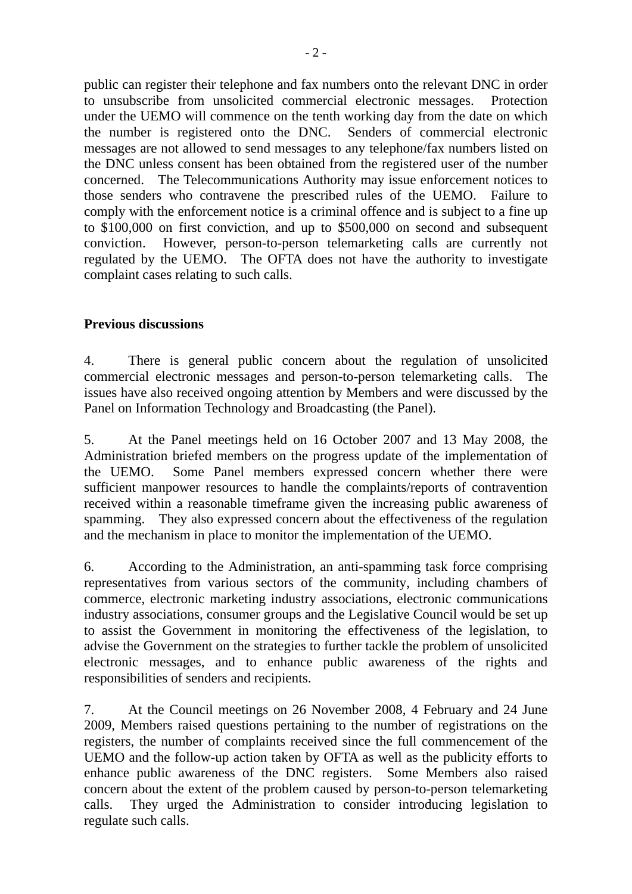public can register their telephone and fax numbers onto the relevant DNC in order to unsubscribe from unsolicited commercial electronic messages. Protection under the UEMO will commence on the tenth working day from the date on which the number is registered onto the DNC. Senders of commercial electronic messages are not allowed to send messages to any telephone/fax numbers listed on the DNC unless consent has been obtained from the registered user of the number concerned. The Telecommunications Authority may issue enforcement notices to those senders who contravene the prescribed rules of the UEMO. Failure to comply with the enforcement notice is a criminal offence and is subject to a fine up to $100,000 on first conviction, and up to $500,000 on second and subsequent conviction. However, person-to-person telemarketing calls are currently not regulated by the UEMO. The OFTA does not have the authority to investigate complaint cases relating to such calls.

**Previous discussions**

4. There is general public concern about the regulation of unsolicited commercial electronic messages and person-to-person telemarketing calls. The issues have also received ongoing attention by Members and were discussed by the Panel on Information Technology and Broadcasting (the Panel).

5. At the Panel meetings held on 16 October 2007 and 13 May 2008, the Administration briefed members on the progress update of the implementation of the UEMO. Some Panel members expressed concern whether there were sufficient manpower resources to handle the complaints/reports of contravention received within a reasonable timeframe given the increasing public awareness of spamming. They also expressed concern about the effectiveness of the regulation and the mechanism in place to monitor the implementation of the UEMO.

6. According to the Administration, an anti-spamming task force comprising representatives from various sectors of the community, including chambers of commerce, electronic marketing industry associations, electronic communications industry associations, consumer groups and the Legislative Council would be set up to assist the Government in monitoring the effectiveness of the legislation, to advise the Government on the strategies to further tackle the problem of unsolicited electronic messages, and to enhance public awareness of the rights and responsibilities of senders and recipients.

7. At the Council meetings on 26 November 2008, 4 February and 24 June 2009, Members raised questions pertaining to the number of registrations on the registers, the number of complaints received since the full commencement of the UEMO and the follow-up action taken by OFTA as well as the publicity efforts to enhance public awareness of the DNC registers. Some Members also raised concern about the extent of the problem caused by person-to-person telemarketing calls. They urged the Administration to consider introducing legislation to regulate such calls.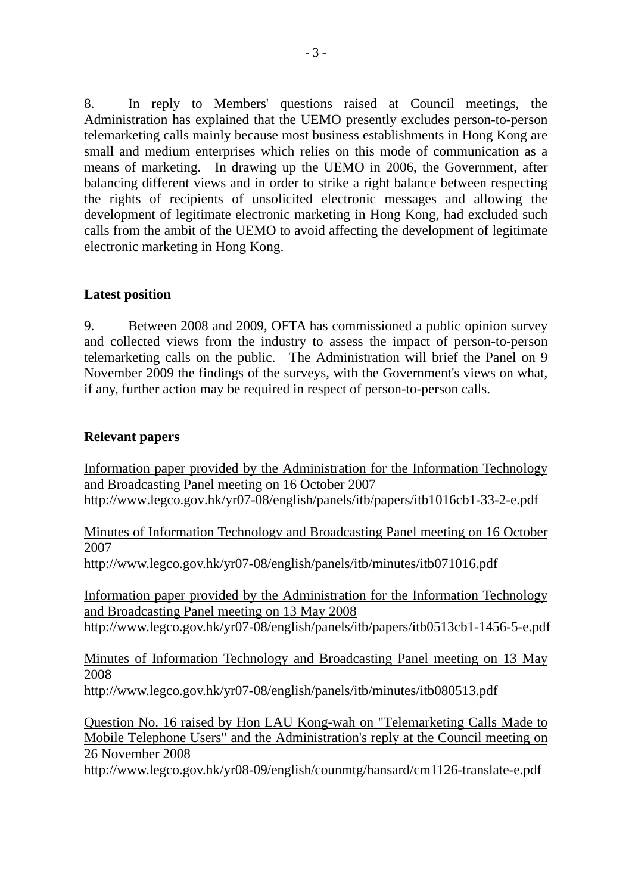8. In reply to Members' questions raised at Council meetings, the Administration has explained that the UEMO presently excludes person-to-person telemarketing calls mainly because most business establishments in Hong Kong are small and medium enterprises which relies on this mode of communication as a means of marketing. In drawing up the UEMO in 2006, the Government, after balancing different views and in order to strike a right balance between respecting the rights of recipients of unsolicited electronic messages and allowing the development of legitimate electronic marketing in Hong Kong, had excluded such calls from the ambit of the UEMO to avoid affecting the development of legitimate electronic marketing in Hong Kong.

**Latest position**

9. Between 2008 and 2009, OFTA has commissioned a public opinion survey and collected views from the industry to assess the impact of person-to-person telemarketing calls on the public. The Administration will brief the Panel on 9 November 2009 the findings of the surveys, with the Government's views on what, if any, further action may be required in respect of person-to-person calls.

**Relevant papers**

Information paper provided by the Administration for the Information Technology and Broadcasting Panel meeting on 16 October 2007
http://www.legco.gov.hk/yr07-08/english/panels/itb/papers/itb1016cb1-33-2-e.pdf

Minutes of Information Technology and Broadcasting Panel meeting on 16 October 2007
http://www.legco.gov.hk/yr07-08/english/panels/itb/minutes/itb071016.pdf

Information paper provided by the Administration for the Information Technology and Broadcasting Panel meeting on 13 May 2008
http://www.legco.gov.hk/yr07-08/english/panels/itb/papers/itb0513cb1-1456-5-e.pdf

Minutes of Information Technology and Broadcasting Panel meeting on 13 May 2008
http://www.legco.gov.hk/yr07-08/english/panels/itb/minutes/itb080513.pdf

Question No. 16 raised by Hon LAU Kong-wah on "Telemarketing Calls Made to Mobile Telephone Users" and the Administration's reply at the Council meeting on 26 November 2008
http://www.legco.gov.hk/yr08-09/english/counmtg/hansard/cm1126-translate-e.pdf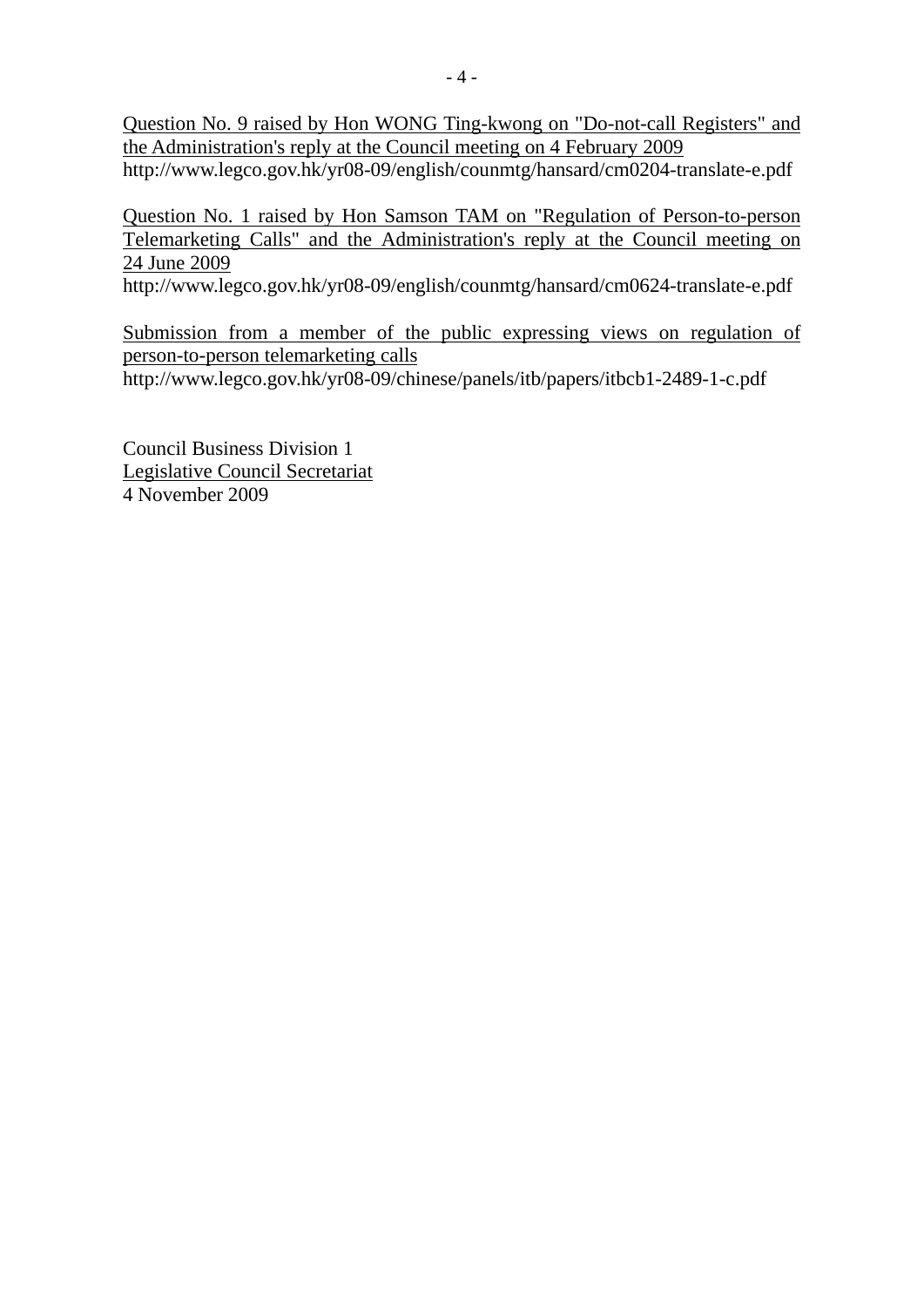Question No. 9 raised by Hon WONG Ting-kwong on "Do-not-call Registers" and the Administration's reply at the Council meeting on 4 February 2009
http://www.legco.gov.hk/yr08-09/english/counmtg/hansard/cm0204-translate-e.pdf

Question No. 1 raised by Hon Samson TAM on "Regulation of Person-to-person Telemarketing Calls" and the Administration's reply at the Council meeting on 24 June 2009
http://www.legco.gov.hk/yr08-09/english/counmtg/hansard/cm0624-translate-e.pdf

Submission from a member of the public expressing views on regulation of person-to-person telemarketing calls
http://www.legco.gov.hk/yr08-09/chinese/panels/itb/papers/itbcb1-2489-1-c.pdf

Council Business Division 1
Legislative Council Secretariat
4 November 2009